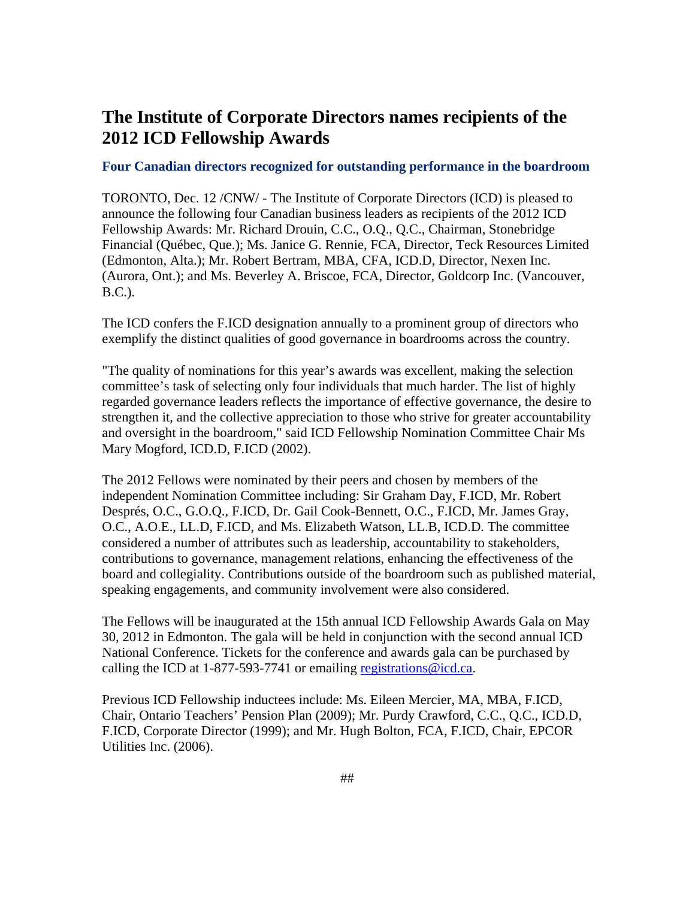# The Institute of Corporate Directors names recipients of the 2012 ICD Fellowship Awards

### Four Canadian directors recognized for outstanding performance in the boardroom

TORONTO, Dec. 12 /CNW/ - The Institute of Corporate Directors (ICD) is pleased to announce the following four Canadian business leaders as recipients of the 2012 ICD Fellowship Awards: Mr. Richard Drouin, C.C., O.Q., Q.C., Chairman, Stonebridge Financial (Québec, Que.); Ms. Janice G. Rennie, FCA, Director, Teck Resources Limited (Edmonton, Alta.); Mr. Robert Bertram, MBA, CFA, ICD.D, Director, Nexen Inc. (Aurora, Ont.); and Ms. Beverley A. Briscoe, FCA, Director, Goldcorp Inc. (Vancouver, B.C.).

The ICD confers the F.ICD designation annually to a prominent group of directors who exemplify the distinct qualities of good governance in boardrooms across the country.

"The quality of nominations for this year's awards was excellent, making the selection committee's task of selecting only four individuals that much harder. The list of highly regarded governance leaders reflects the importance of effective governance, the desire to strengthen it, and the collective appreciation to those who strive for greater accountability and oversight in the boardroom," said ICD Fellowship Nomination Committee Chair Ms Mary Mogford, ICD.D, F.ICD (2002).

The 2012 Fellows were nominated by their peers and chosen by members of the independent Nomination Committee including: Sir Graham Day, F.ICD, Mr. Robert Després, O.C., G.O.Q., F.ICD, Dr. Gail Cook-Bennett, O.C., F.ICD, Mr. James Gray, O.C., A.O.E., LL.D, F.ICD, and Ms. Elizabeth Watson, LL.B, ICD.D. The committee considered a number of attributes such as leadership, accountability to stakeholders, contributions to governance, management relations, enhancing the effectiveness of the board and collegiality. Contributions outside of the boardroom such as published material, speaking engagements, and community involvement were also considered.

The Fellows will be inaugurated at the 15th annual ICD Fellowship Awards Gala on May 30, 2012 in Edmonton. The gala will be held in conjunction with the second annual ICD National Conference. Tickets for the conference and awards gala can be purchased by calling the ICD at 1-877-593-7741 or emailing registrations@icd.ca.

Previous ICD Fellowship inductees include: Ms. Eileen Mercier, MA, MBA, F.ICD, Chair, Ontario Teachers' Pension Plan (2009); Mr. Purdy Crawford, C.C., Q.C., ICD.D, F.ICD, Corporate Director (1999); and Mr. Hugh Bolton, FCA, F.ICD, Chair, EPCOR Utilities Inc. (2006).

##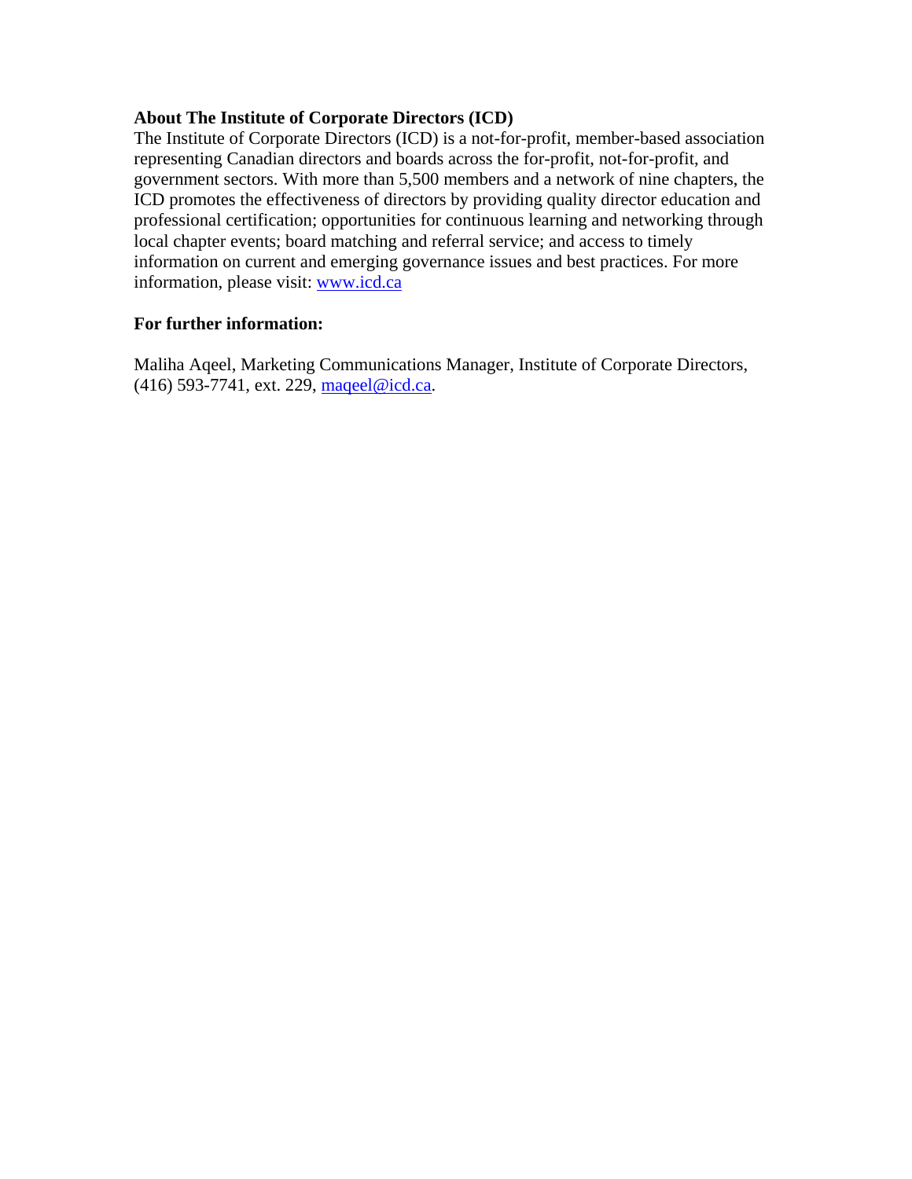**About The Institute of Corporate Directors (ICD)**
The Institute of Corporate Directors (ICD) is a not-for-profit, member-based association representing Canadian directors and boards across the for-profit, not-for-profit, and government sectors. With more than 5,500 members and a network of nine chapters, the ICD promotes the effectiveness of directors by providing quality director education and professional certification; opportunities for continuous learning and networking through local chapter events; board matching and referral service; and access to timely information on current and emerging governance issues and best practices. For more information, please visit: www.icd.ca

**For further information:**

Maliha Aqeel, Marketing Communications Manager, Institute of Corporate Directors, (416) 593-7741, ext. 229, maqeel@icd.ca.